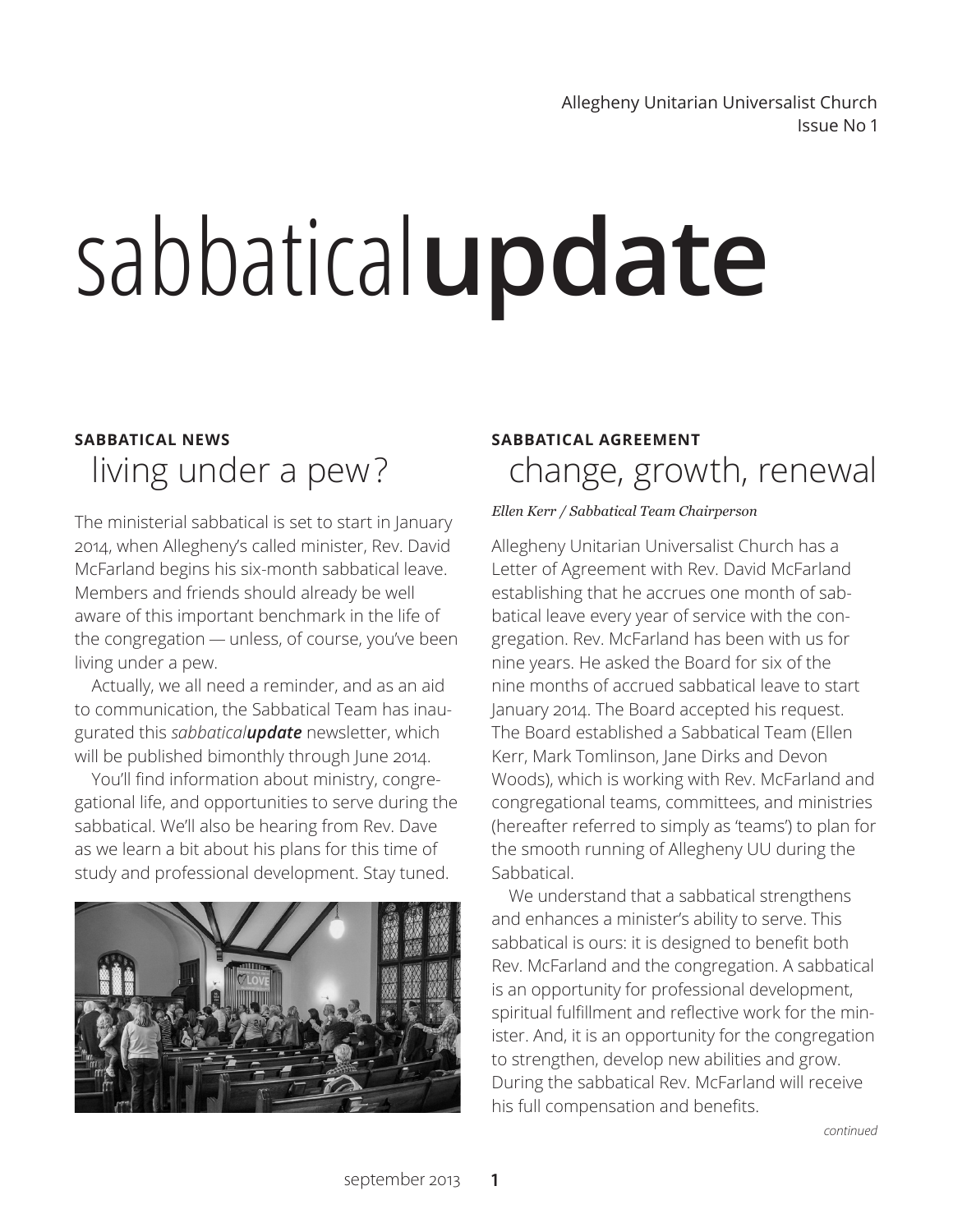Allegheny Unitarian Universalist Church
Issue No 1

# sabbatical**update**

## SABBATICAL NEWS
### living under a pew?

The ministerial sabbatical is set to start in January 2014, when Allegheny's called minister, Rev. David McFarland begins his six-month sabbatical leave. Members and friends should already be well aware of this important benchmark in the life of the congregation — unless, of course, you've been living under a pew.

Actually, we all need a reminder, and as an aid to communication, the Sabbatical Team has inaugurated this *sabbatical**update*** newsletter, which will be published bimonthly through June 2014.

You'll find information about ministry, congregational life, and opportunities to serve during the sabbatical. We'll also be hearing from Rev. Dave as we learn a bit about his plans for this time of study and professional development. Stay tuned.

## SABBATICAL AGREEMENT
### change, growth, renewal

*Ellen Kerr / Sabbatical Team Chairperson*

Allegheny Unitarian Universalist Church has a Letter of Agreement with Rev. David McFarland establishing that he accrues one month of sabbatical leave every year of service with the congregation. Rev. McFarland has been with us for nine years. He asked the Board for six of the nine months of accrued sabbatical leave to start January 2014. The Board accepted his request. The Board established a Sabbatical Team (Ellen Kerr, Mark Tomlinson, Jane Dirks and Devon Woods), which is working with Rev. McFarland and congregational teams, committees, and ministries (hereafter referred to simply as 'teams') to plan for the smooth running of Allegheny UU during the Sabbatical.

We understand that a sabbatical strengthens and enhances a minister's ability to serve. This sabbatical is ours: it is designed to benefit both Rev. McFarland and the congregation. A sabbatical is an opportunity for professional development, spiritual fulfillment and reflective work for the minister. And, it is an opportunity for the congregation to strengthen, develop new abilities and grow. During the sabbatical Rev. McFarland will receive his full compensation and benefits.

*continued*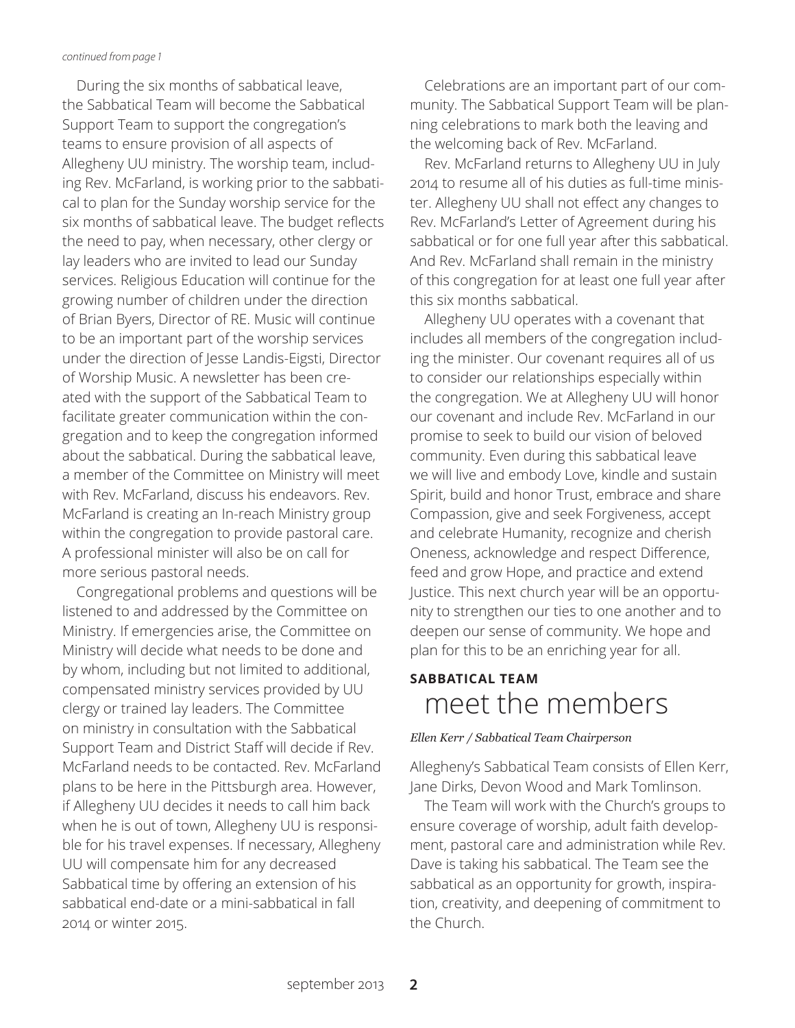*continued from page 1*

During the six months of sabbatical leave, the Sabbatical Team will become the Sabbatical Support Team to support the congregation's teams to ensure provision of all aspects of Allegheny UU ministry. The worship team, including Rev. McFarland, is working prior to the sabbatical to plan for the Sunday worship service for the six months of sabbatical leave. The budget reflects the need to pay, when necessary, other clergy or lay leaders who are invited to lead our Sunday services. Religious Education will continue for the growing number of children under the direction of Brian Byers, Director of RE. Music will continue to be an important part of the worship services under the direction of Jesse Landis-Eigsti, Director of Worship Music. A newsletter has been created with the support of the Sabbatical Team to facilitate greater communication within the congregation and to keep the congregation informed about the sabbatical. During the sabbatical leave, a member of the Committee on Ministry will meet with Rev. McFarland, discuss his endeavors. Rev. McFarland is creating an In-reach Ministry group within the congregation to provide pastoral care. A professional minister will also be on call for more serious pastoral needs.

Congregational problems and questions will be listened to and addressed by the Committee on Ministry. If emergencies arise, the Committee on Ministry will decide what needs to be done and by whom, including but not limited to additional, compensated ministry services provided by UU clergy or trained lay leaders. The Committee on ministry in consultation with the Sabbatical Support Team and District Staff will decide if Rev. McFarland needs to be contacted. Rev. McFarland plans to be here in the Pittsburgh area. However, if Allegheny UU decides it needs to call him back when he is out of town, Allegheny UU is responsible for his travel expenses. If necessary, Allegheny UU will compensate him for any decreased Sabbatical time by offering an extension of his sabbatical end-date or a mini-sabbatical in fall 2014 or winter 2015.

Celebrations are an important part of our community. The Sabbatical Support Team will be planning celebrations to mark both the leaving and the welcoming back of Rev. McFarland.

Rev. McFarland returns to Allegheny UU in July 2014 to resume all of his duties as full-time minister. Allegheny UU shall not effect any changes to Rev. McFarland's Letter of Agreement during his sabbatical or for one full year after this sabbatical. And Rev. McFarland shall remain in the ministry of this congregation for at least one full year after this six months sabbatical.

Allegheny UU operates with a covenant that includes all members of the congregation including the minister. Our covenant requires all of us to consider our relationships especially within the congregation. We at Allegheny UU will honor our covenant and include Rev. McFarland in our promise to seek to build our vision of beloved community. Even during this sabbatical leave we will live and embody Love, kindle and sustain Spirit, build and honor Trust, embrace and share Compassion, give and seek Forgiveness, accept and celebrate Humanity, recognize and cherish Oneness, acknowledge and respect Difference, feed and grow Hope, and practice and extend Justice. This next church year will be an opportunity to strengthen our ties to one another and to deepen our sense of community. We hope and plan for this to be an enriching year for all.

## SABBATICAL TEAM meet the members

*Ellen Kerr / Sabbatical Team Chairperson*

Allegheny's Sabbatical Team consists of Ellen Kerr, Jane Dirks, Devon Wood and Mark Tomlinson.

The Team will work with the Church's groups to ensure coverage of worship, adult faith development, pastoral care and administration while Rev. Dave is taking his sabbatical. The Team see the sabbatical as an opportunity for growth, inspiration, creativity, and deepening of commitment to the Church.